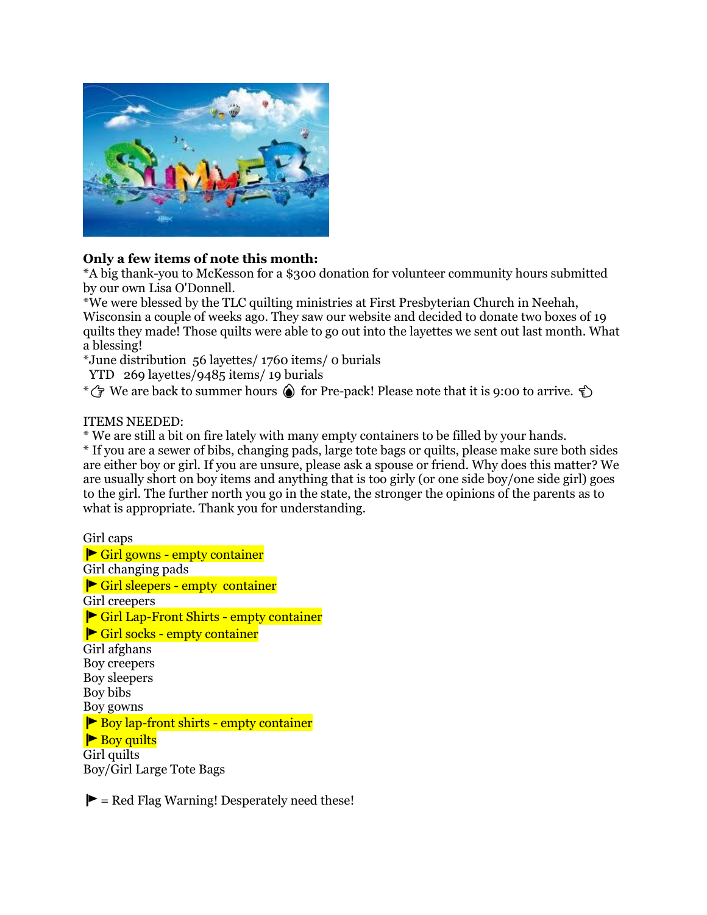**Only a few items of note this month:**

*A big thank-you to McKesson for a $300 donation for volunteer community hours submitted by our own Lisa O'Donnell.

*We were blessed by the TLC quilting ministries at First Presbyterian Church in Neehah, Wisconsin a couple of weeks ago. They saw our website and decided to donate two boxes of 19 quilts they made! Those quilts were able to go out into the layettes we sent out last month. What a blessing!

*June distribution 56 layettes/ 1760 items/ 0 burials
YTD 269 layettes/9485 items/ 19 burials

*☞ We are back to summer hours 💧 for Pre-pack! Please note that it is 9:00 to arrive. ☜

ITEMS NEEDED:

* We are still a bit on fire lately with many empty containers to be filled by your hands.

* If you are a sewer of bibs, changing pads, large tote bags or quilts, please make sure both sides are either boy or girl. If you are unsure, please ask a spouse or friend. Why does this matter? We are usually short on boy items and anything that is too girly (or one side boy/one side girl) goes to the girl. The further north you go in the state, the stronger the opinions of the parents as to what is appropriate. Thank you for understanding.

Girl caps
⚑ Girl gowns - empty container
Girl changing pads
⚑ Girl sleepers - empty container
Girl creepers
⚑ Girl Lap-Front Shirts - empty container
⚑ Girl socks - empty container
Girl afghans
Boy creepers
Boy sleepers
Boy bibs
Boy gowns
⚑ Boy lap-front shirts - empty container
⚑ Boy quilts
Girl quilts
Boy/Girl Large Tote Bags

⚑ = Red Flag Warning! Desperately need these!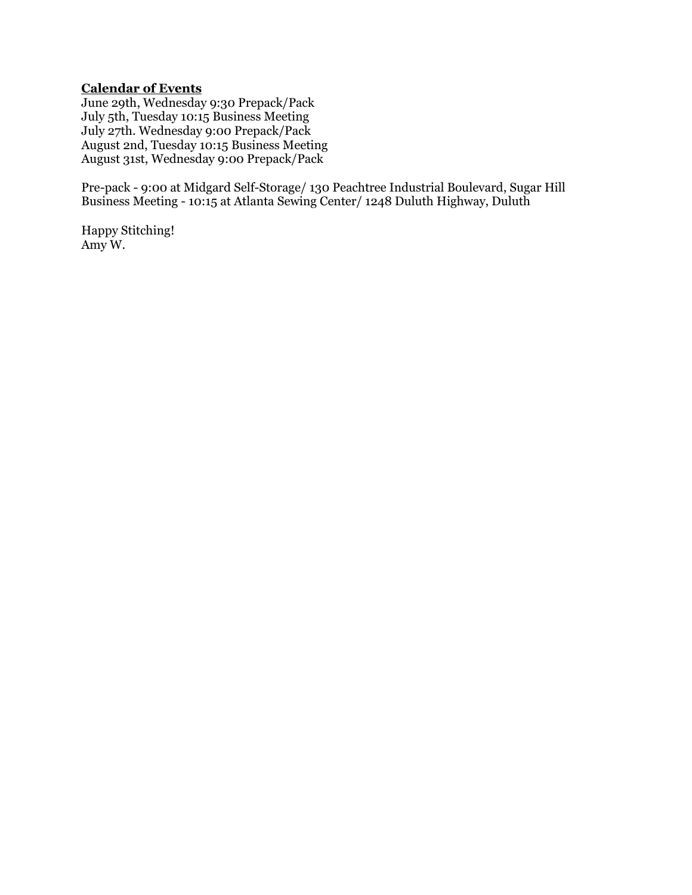**Calendar of Events**

June 29th, Wednesday 9:30 Prepack/Pack
July 5th, Tuesday 10:15 Business Meeting
July 27th. Wednesday 9:00 Prepack/Pack
August 2nd, Tuesday 10:15 Business Meeting
August 31st, Wednesday 9:00 Prepack/Pack

Pre-pack - 9:00 at Midgard Self-Storage/ 130 Peachtree Industrial Boulevard, Sugar Hill
Business Meeting - 10:15 at Atlanta Sewing Center/ 1248 Duluth Highway, Duluth

Happy Stitching!
Amy W.